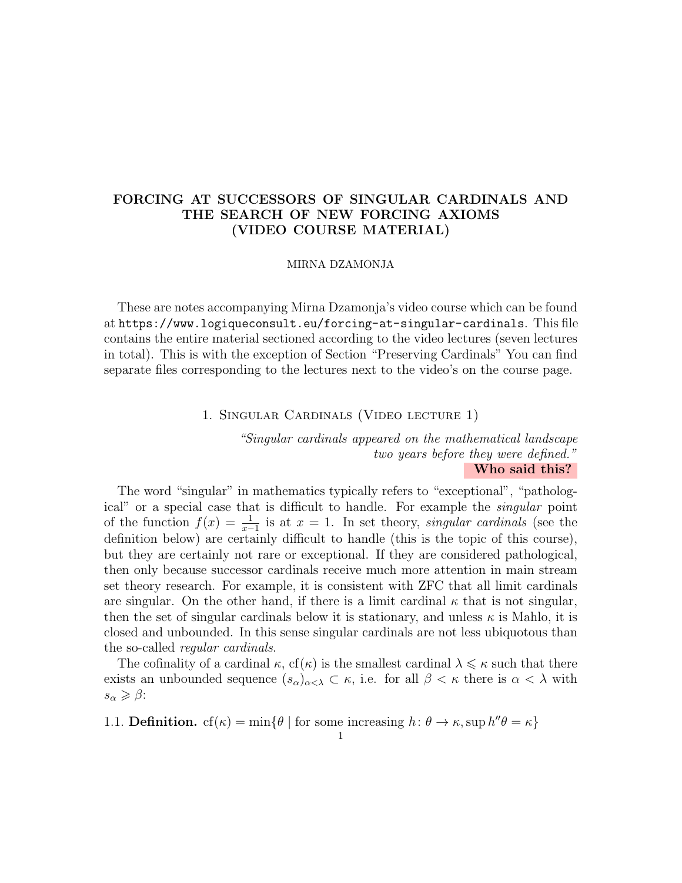# FORCING AT SUCCESSORS OF SINGULAR CARDINALS AND THE SEARCH OF NEW FORCING AXIOMS (VIDEO COURSE MATERIAL)

MIRNA DZAMONJA

These are notes accompanying Mirna Dzamonja's video course which can be found at `https://www.logiqueconsult.eu/forcing-at-singular-cardinals`. This file contains the entire material sectioned according to the video lectures (seven lectures in total). This is with the exception of Section "Preserving Cardinals" You can find separate files corresponding to the lectures next to the video's on the course page.

## 1. Singular Cardinals (Video lecture 1)

*"Singular cardinals appeared on the mathematical landscape two years before they were defined."*

**Who said this?**

The word "singular" in mathematics typically refers to "exceptional", "pathological" or a special case that is difficult to handle. For example the *singular* point of the function $f(x) = \frac{1}{x-1}$ is at $x = 1$. In set theory, *singular cardinals* (see the definition below) are certainly difficult to handle (this is the topic of this course), but they are certainly not rare or exceptional. If they are considered pathological, then only because successor cardinals receive much more attention in main stream set theory research. For example, it is consistent with ZFC that all limit cardinals are singular. On the other hand, if there is a limit cardinal $\kappa$ that is not singular, then the set of singular cardinals below it is stationary, and unless $\kappa$ is Mahlo, it is closed and unbounded. In this sense singular cardinals are not less ubiquotous than the so-called *regular cardinals*.

The cofinality of a cardinal $\kappa$, $\mathrm{cf}(\kappa)$ is the smallest cardinal $\lambda \leqslant \kappa$ such that there exists an unbounded sequence $(s_\alpha)_{\alpha<\lambda} \subset \kappa$, i.e. for all $\beta < \kappa$ there is $\alpha < \lambda$ with $s_\alpha \geqslant \beta$:

1.1. **Definition.** $\mathrm{cf}(\kappa) = \min\{\theta \mid \text{for some increasing } h\colon \theta \to \kappa, \sup h''\theta = \kappa\}$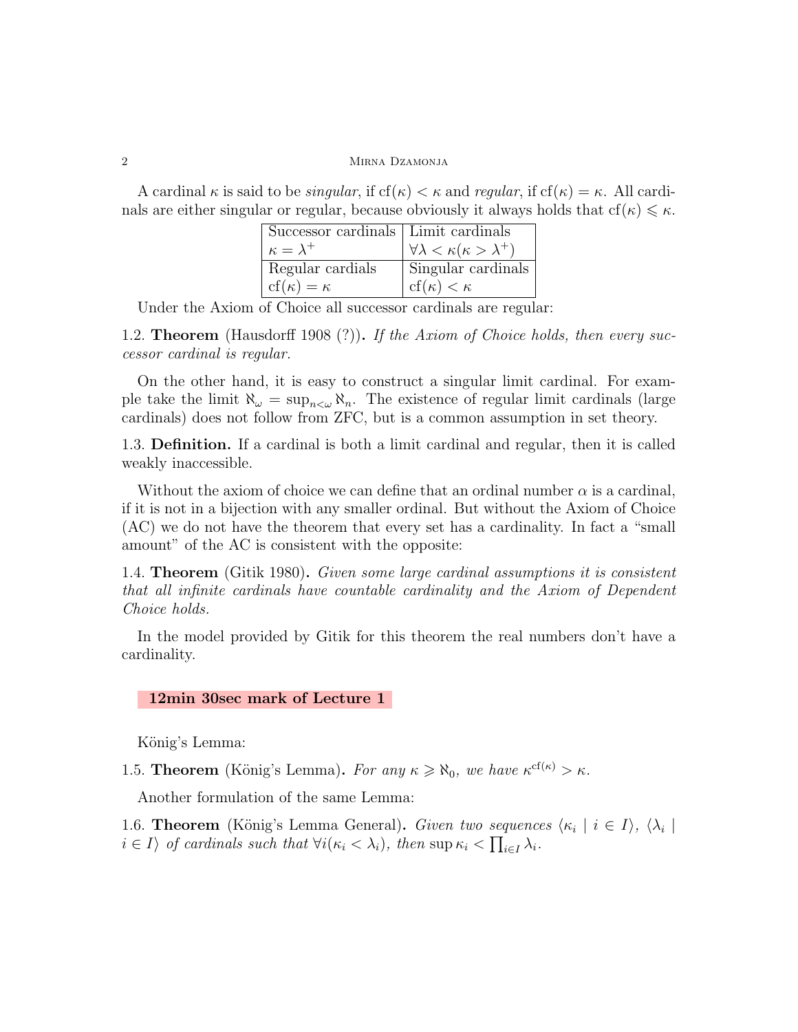A cardinal $\kappa$ is said to be *singular*, if $\text{cf}(\kappa) < \kappa$ and *regular*, if $\text{cf}(\kappa) = \kappa$. All cardinals are either singular or regular, because obviously it always holds that $\text{cf}(\kappa) \leqslant \kappa$.

| Successor cardinals $\kappa = \lambda^+$ | Limit cardinals $\forall \lambda < \kappa (\kappa > \lambda^+)$ |
|---|---|
| Regular cardials $\text{cf}(\kappa) = \kappa$ | Singular cardinals $\text{cf}(\kappa) < \kappa$ |

Under the Axiom of Choice all successor cardinals are regular:

1.2. **Theorem** (Hausdorff 1908 (?)). *If the Axiom of Choice holds, then every successor cardinal is regular.*

On the other hand, it is easy to construct a singular limit cardinal. For example take the limit $\aleph_\omega = \sup_{n<\omega} \aleph_n$. The existence of regular limit cardinals (large cardinals) does not follow from ZFC, but is a common assumption in set theory.

1.3. **Definition.** If a cardinal is both a limit cardinal and regular, then it is called weakly inaccessible.

Without the axiom of choice we can define that an ordinal number $\alpha$ is a cardinal, if it is not in a bijection with any smaller ordinal. But without the Axiom of Choice (AC) we do not have the theorem that every set has a cardinality. In fact a "small amount" of the AC is consistent with the opposite:

1.4. **Theorem** (Gitik 1980). *Given some large cardinal assumptions it is consistent that all infinite cardinals have countable cardinality and the Axiom of Dependent Choice holds.*

In the model provided by Gitik for this theorem the real numbers don't have a cardinality.

**12min 30sec mark of Lecture 1**

König's Lemma:

1.5. **Theorem** (König's Lemma). *For any $\kappa \geqslant \aleph_0$, we have $\kappa^{\text{cf}(\kappa)} > \kappa$.*

Another formulation of the same Lemma:

1.6. **Theorem** (König's Lemma General). *Given two sequences $\langle \kappa_i \mid i \in I \rangle$, $\langle \lambda_i \mid i \in I \rangle$ of cardinals such that $\forall i (\kappa_i < \lambda_i)$, then $\sup \kappa_i < \prod_{i \in I} \lambda_i$.*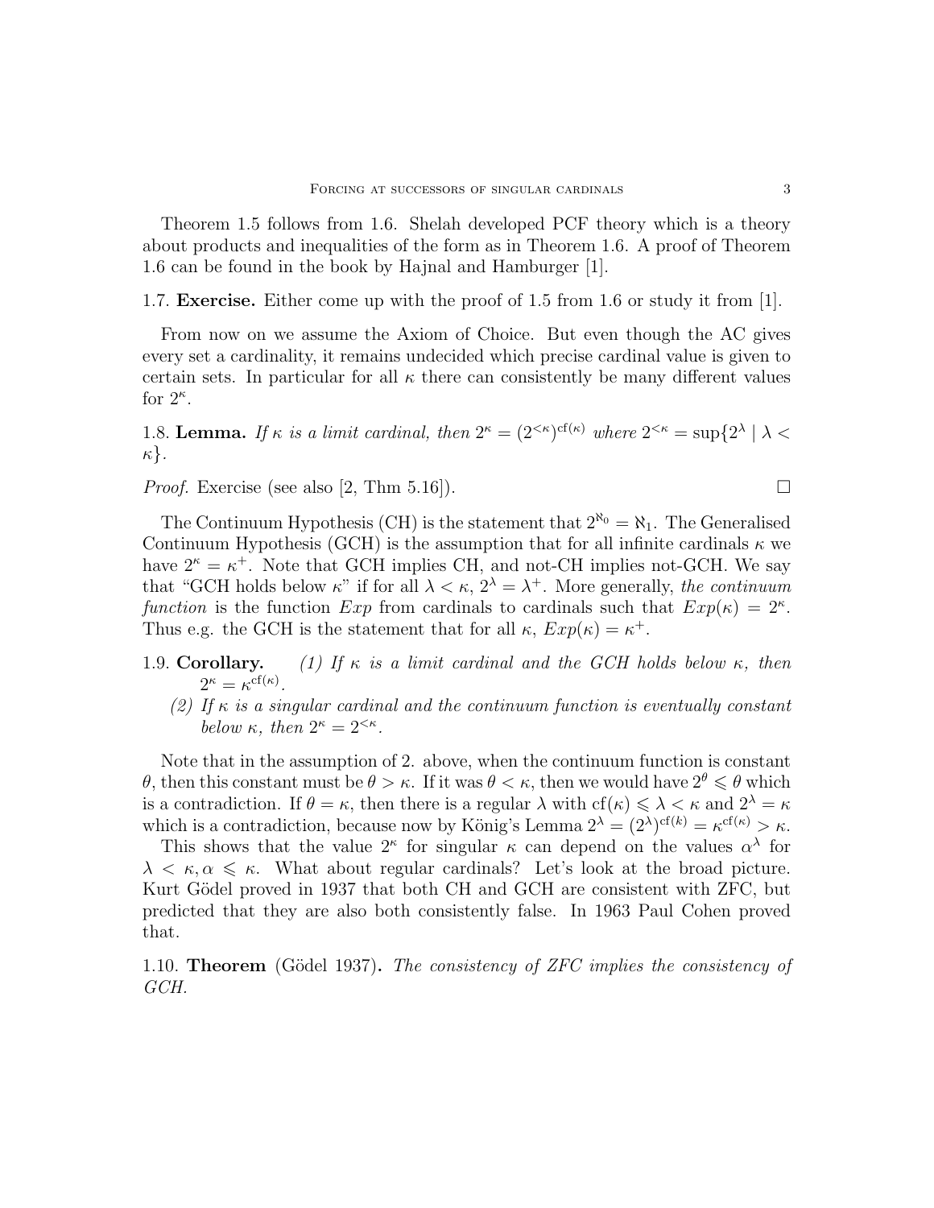Theorem 1.5 follows from 1.6. Shelah developed PCF theory which is a theory about products and inequalities of the form as in Theorem 1.6. A proof of Theorem 1.6 can be found in the book by Hajnal and Hamburger [1].

1.7. **Exercise.** Either come up with the proof of 1.5 from 1.6 or study it from [1].

From now on we assume the Axiom of Choice. But even though the AC gives every set a cardinality, it remains undecided which precise cardinal value is given to certain sets. In particular for all $\kappa$ there can consistently be many different values for $2^\kappa$.

1.8. **Lemma.** *If $\kappa$ is a limit cardinal, then $2^\kappa = (2^{<\kappa})^{\mathrm{cf}(\kappa)}$ where $2^{<\kappa} = \sup\{2^\lambda \mid \lambda < \kappa\}$.*

*Proof.* Exercise (see also [2, Thm 5.16]). □

The Continuum Hypothesis (CH) is the statement that $2^{\aleph_0} = \aleph_1$. The Generalised Continuum Hypothesis (GCH) is the assumption that for all infinite cardinals $\kappa$ we have $2^\kappa = \kappa^+$. Note that GCH implies CH, and not-CH implies not-GCH. We say that "GCH holds below $\kappa$" if for all $\lambda < \kappa$, $2^\lambda = \lambda^+$. More generally, *the continuum function* is the function $Exp$ from cardinals to cardinals such that $Exp(\kappa) = 2^\kappa$. Thus e.g. the GCH is the statement that for all $\kappa$, $Exp(\kappa) = \kappa^+$.

1.9. **Corollary.**
*(1) If $\kappa$ is a limit cardinal and the GCH holds below $\kappa$, then $2^\kappa = \kappa^{\mathrm{cf}(\kappa)}$.*
*(2) If $\kappa$ is a singular cardinal and the continuum function is eventually constant below $\kappa$, then $2^\kappa = 2^{<\kappa}$.*

Note that in the assumption of 2. above, when the continuum function is constant $\theta$, then this constant must be $\theta > \kappa$. If it was $\theta < \kappa$, then we would have $2^\theta \leqslant \theta$ which is a contradiction. If $\theta = \kappa$, then there is a regular $\lambda$ with $\mathrm{cf}(\kappa) \leqslant \lambda < \kappa$ and $2^\lambda = \kappa$ which is a contradiction, because now by König's Lemma $2^\lambda = (2^\lambda)^{\mathrm{cf}(k)} = \kappa^{\mathrm{cf}(\kappa)} > \kappa$.

This shows that the value $2^\kappa$ for singular $\kappa$ can depend on the values $\alpha^\lambda$ for $\lambda < \kappa, \alpha \leqslant \kappa$. What about regular cardinals? Let's look at the broad picture. Kurt Gödel proved in 1937 that both CH and GCH are consistent with ZFC, but predicted that they are also both consistently false. In 1963 Paul Cohen proved that.

1.10. **Theorem** (Gödel 1937)**.** *The consistency of ZFC implies the consistency of GCH.*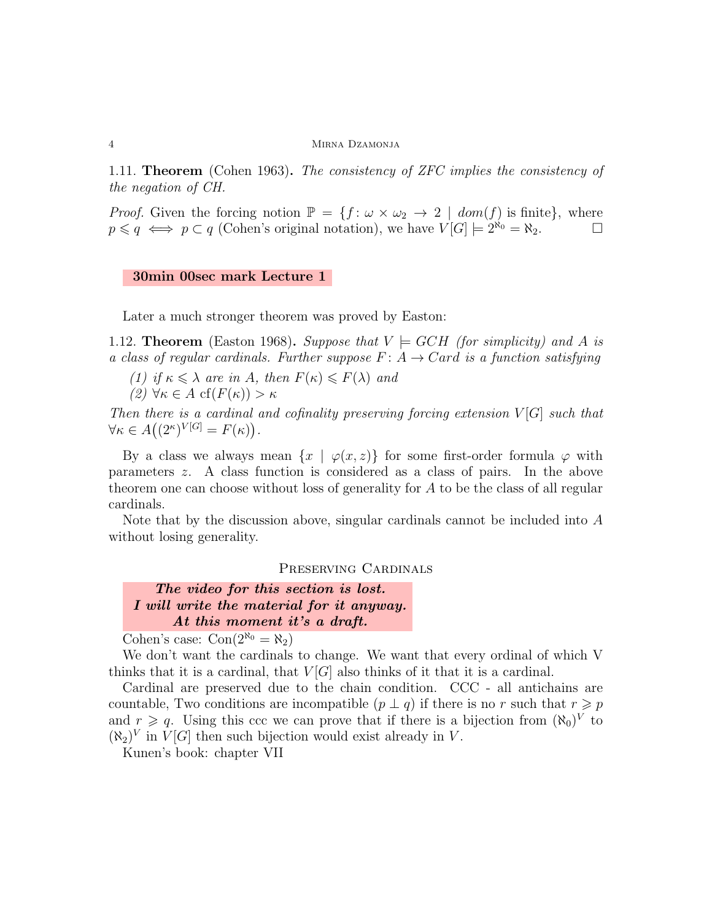1.11. **Theorem** (Cohen 1963). *The consistency of ZFC implies the consistency of the negation of CH.*

*Proof.* Given the forcing notion $\mathbb{P} = \{f\colon \omega \times \omega_2 \to 2 \mid dom(f) \text{ is finite}\}$, where $p \leqslant q \iff p \subset q$ (Cohen's original notation), we have $V[G] \models 2^{\aleph_0} = \aleph_2$. □

**30min 00sec mark Lecture 1**

Later a much stronger theorem was proved by Easton:

1.12. **Theorem** (Easton 1968). *Suppose that $V \models GCH$ (for simplicity) and $A$ is a class of regular cardinals. Further suppose $F\colon A \to Card$ is a function satisfying*

*(1) if $\kappa \leqslant \lambda$ are in $A$, then $F(\kappa) \leqslant F(\lambda)$ and*
*(2) $\forall \kappa \in A \ \mathrm{cf}(F(\kappa)) > \kappa$*

*Then there is a cardinal and cofinality preserving forcing extension $V[G]$ such that $\forall \kappa \in A\big((2^\kappa)^{V[G]} = F(\kappa)\big)$.*

By a class we always mean $\{x \mid \varphi(x,z)\}$ for some first-order formula $\varphi$ with parameters $z$. A class function is considered as a class of pairs. In the above theorem one can choose without loss of generality for $A$ to be the class of all regular cardinals.

Note that by the discussion above, singular cardinals cannot be included into $A$ without losing generality.

## Preserving Cardinals

***The video for this section is lost.***
***I will write the material for it anyway.***
***At this moment it's a draft.***

Cohen's case: $\mathrm{Con}(2^{\aleph_0} = \aleph_2)$

We don't want the cardinals to change. We want that every ordinal of which V thinks that it is a cardinal, that $V[G]$ also thinks of it that it is a cardinal.

Cardinal are preserved due to the chain condition. CCC - all antichains are countable, Two conditions are incompatible ($p \perp q$) if there is no $r$ such that $r \geqslant p$ and $r \geqslant q$. Using this ccc we can prove that if there is a bijection from $(\aleph_0)^V$ to $(\aleph_2)^V$ in $V[G]$ then such bijection would exist already in $V$.

Kunen's book: chapter VII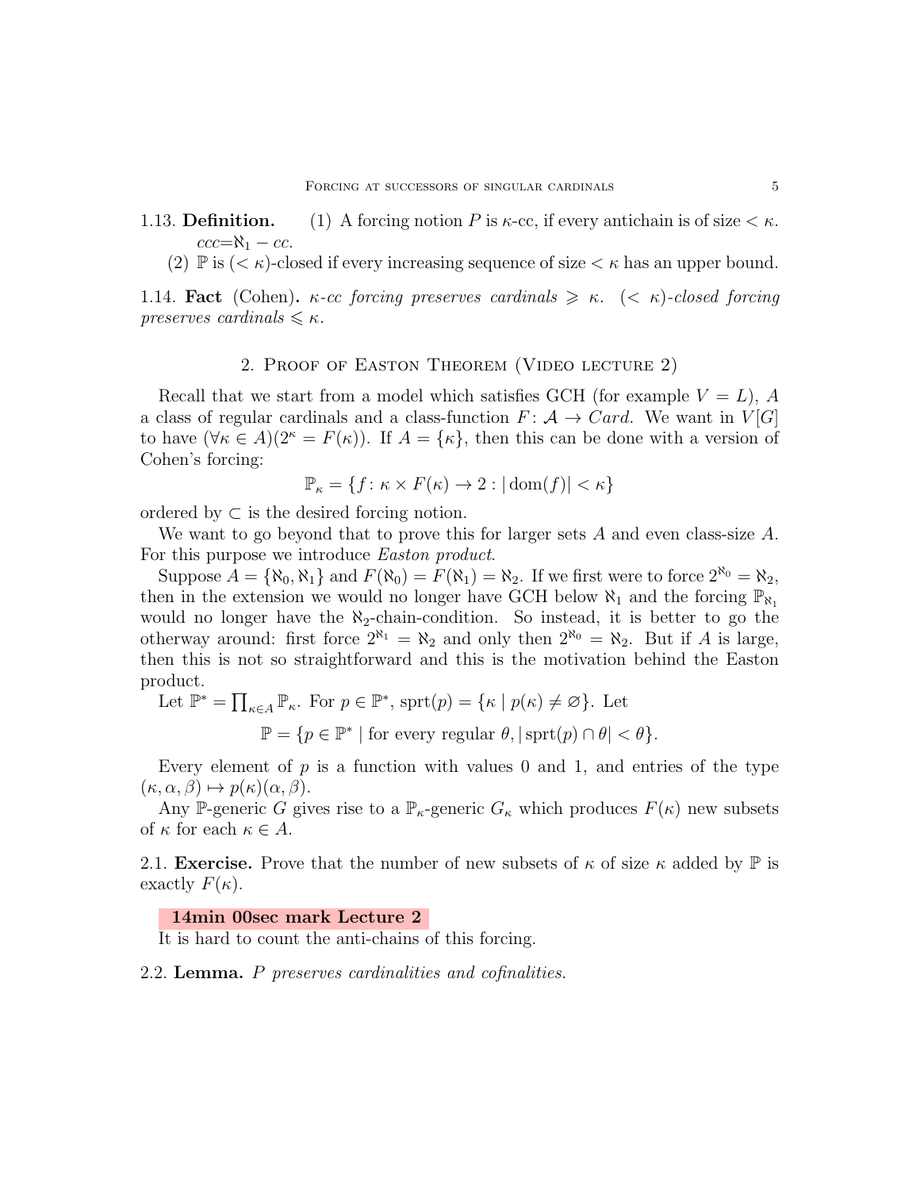1.13. **Definition.** (1) A forcing notion $P$ is $\kappa$-cc, if every antichain is of size $< \kappa$. $ccc{=}\aleph_1 - cc$.

(2) $\mathbb{P}$ is $(<\kappa)$-closed if every increasing sequence of size $< \kappa$ has an upper bound.

1.14. **Fact** (Cohen). *$\kappa$-cc forcing preserves cardinals $\geqslant \kappa$. $(<\kappa)$-closed forcing preserves cardinals $\leqslant \kappa$.*

## 2. Proof of Easton Theorem (Video lecture 2)

Recall that we start from a model which satisfies GCH (for example $V = L$), $A$ a class of regular cardinals and a class-function $F \colon \mathcal{A} \to Card$. We want in $V[G]$ to have $(\forall \kappa \in A)(2^\kappa = F(\kappa))$. If $A = \{\kappa\}$, then this can be done with a version of Cohen's forcing:

$$\mathbb{P}_\kappa = \{f \colon \kappa \times F(\kappa) \to 2 : |\operatorname{dom}(f)| < \kappa\}$$

ordered by $\subset$ is the desired forcing notion.

We want to go beyond that to prove this for larger sets $A$ and even class-size $A$. For this purpose we introduce *Easton product*.

Suppose $A = \{\aleph_0, \aleph_1\}$ and $F(\aleph_0) = F(\aleph_1) = \aleph_2$. If we first were to force $2^{\aleph_0} = \aleph_2$, then in the extension we would no longer have GCH below $\aleph_1$ and the forcing $\mathbb{P}_{\aleph_1}$ would no longer have the $\aleph_2$-chain-condition. So instead, it is better to go the otherway around: first force $2^{\aleph_1} = \aleph_2$ and only then $2^{\aleph_0} = \aleph_2$. But if $A$ is large, then this is not so straightforward and this is the motivation behind the Easton product.

Let $\mathbb{P}^* = \prod_{\kappa \in A} \mathbb{P}_\kappa$. For $p \in \mathbb{P}^*$, $\operatorname{sprt}(p) = \{\kappa \mid p(\kappa) \neq \varnothing\}$. Let

$$\mathbb{P} = \{p \in \mathbb{P}^* \mid \text{for every regular } \theta, |\operatorname{sprt}(p) \cap \theta| < \theta\}.$$

Every element of $p$ is a function with values 0 and 1, and entries of the type $(\kappa, \alpha, \beta) \mapsto p(\kappa)(\alpha, \beta)$.

Any $\mathbb{P}$-generic $G$ gives rise to a $\mathbb{P}_\kappa$-generic $G_\kappa$ which produces $F(\kappa)$ new subsets of $\kappa$ for each $\kappa \in A$.

2.1. **Exercise.** Prove that the number of new subsets of $\kappa$ of size $\kappa$ added by $\mathbb{P}$ is exactly $F(\kappa)$.

**14min 00sec mark Lecture 2**

It is hard to count the anti-chains of this forcing.

2.2. **Lemma.** *$P$ preserves cardinalities and cofinalities.*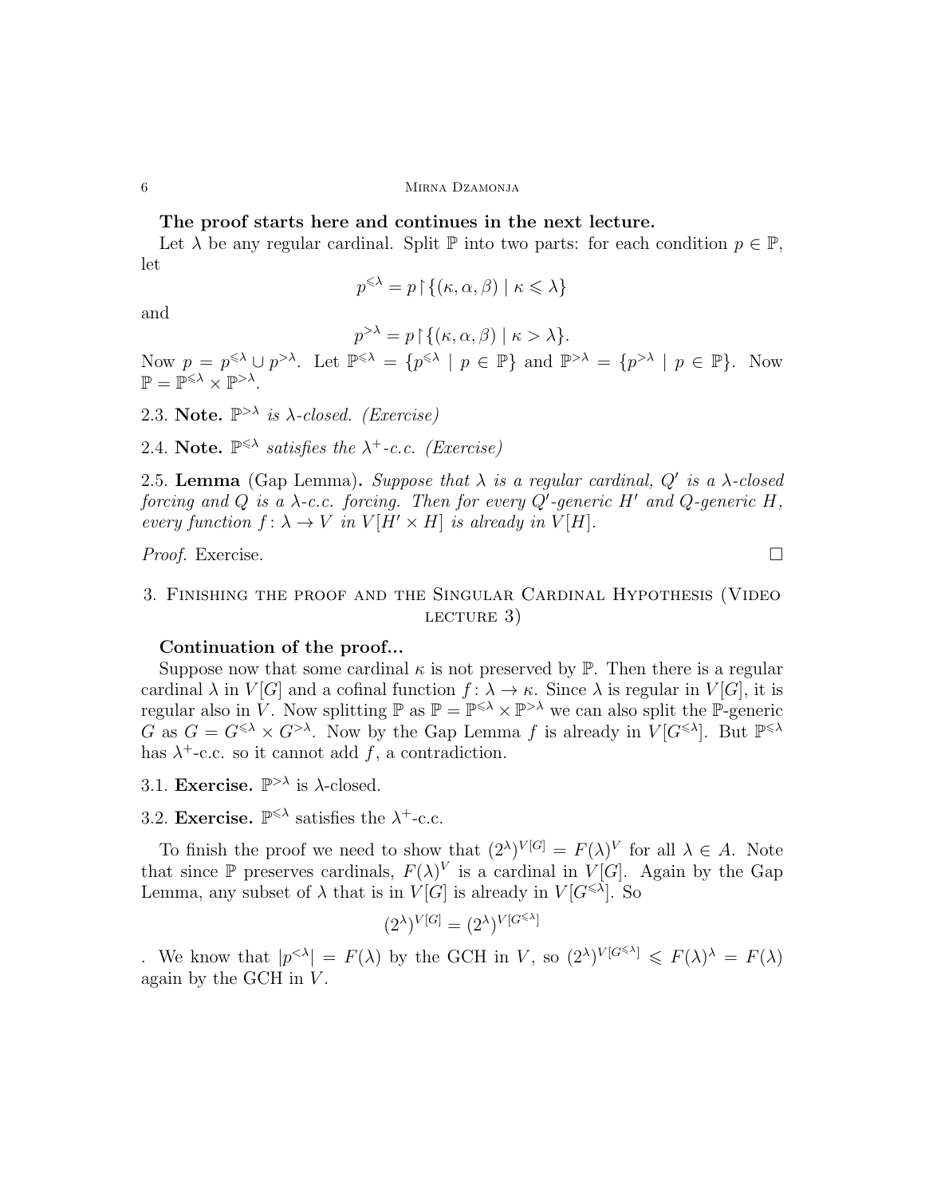**The proof starts here and continues in the next lecture.**

Let $\lambda$ be any regular cardinal. Split $\mathbb{P}$ into two parts: for each condition $p \in \mathbb{P}$, let

$$p^{\leqslant\lambda} = p \restriction \{(\kappa, \alpha, \beta) \mid \kappa \leqslant \lambda\}$$

and

$$p^{>\lambda} = p \restriction \{(\kappa, \alpha, \beta) \mid \kappa > \lambda\}.$$

Now $p = p^{\leqslant\lambda} \cup p^{>\lambda}$. Let $\mathbb{P}^{\leqslant\lambda} = \{p^{\leqslant\lambda} \mid p \in \mathbb{P}\}$ and $\mathbb{P}^{>\lambda} = \{p^{>\lambda} \mid p \in \mathbb{P}\}$. Now $\mathbb{P} = \mathbb{P}^{\leqslant\lambda} \times \mathbb{P}^{>\lambda}$.

2.3. **Note.** *$\mathbb{P}^{>\lambda}$ is $\lambda$-closed. (Exercise)*

2.4. **Note.** *$\mathbb{P}^{\leqslant\lambda}$ satisfies the $\lambda^+$-c.c. (Exercise)*

2.5. **Lemma** (Gap Lemma)**.** *Suppose that $\lambda$ is a regular cardinal, $Q'$ is a $\lambda$-closed forcing and $Q$ is a $\lambda$-c.c. forcing. Then for every $Q'$-generic $H'$ and $Q$-generic $H$, every function $f\colon \lambda \to V$ in $V[H' \times H]$ is already in $V[H]$.*

*Proof.* Exercise. □

## 3. Finishing the proof and the Singular Cardinal Hypothesis (Video lecture 3)

**Continuation of the proof...**

Suppose now that some cardinal $\kappa$ is not preserved by $\mathbb{P}$. Then there is a regular cardinal $\lambda$ in $V[G]$ and a cofinal function $f\colon \lambda \to \kappa$. Since $\lambda$ is regular in $V[G]$, it is regular also in $V$. Now splitting $\mathbb{P}$ as $\mathbb{P} = \mathbb{P}^{\leqslant\lambda} \times \mathbb{P}^{>\lambda}$ we can also split the $\mathbb{P}$-generic $G$ as $G = G^{\leqslant\lambda} \times G^{>\lambda}$. Now by the Gap Lemma $f$ is already in $V[G^{\leqslant\lambda}]$. But $\mathbb{P}^{\leqslant\lambda}$ has $\lambda^+$-c.c. so it cannot add $f$, a contradiction.

3.1. **Exercise.** $\mathbb{P}^{>\lambda}$ is $\lambda$-closed.

3.2. **Exercise.** $\mathbb{P}^{\leqslant\lambda}$ satisfies the $\lambda^+$-c.c.

To finish the proof we need to show that $(2^\lambda)^{V[G]} = F(\lambda)^V$ for all $\lambda \in A$. Note that since $\mathbb{P}$ preserves cardinals, $F(\lambda)^V$ is a cardinal in $V[G]$. Again by the Gap Lemma, any subset of $\lambda$ that is in $V[G]$ is already in $V[G^{\leqslant\lambda}]$. So

$$(2^\lambda)^{V[G]} = (2^\lambda)^{V[G^{\leqslant\lambda}]}$$

. We know that $|p^{<\lambda}| = F(\lambda)$ by the GCH in $V$, so $(2^\lambda)^{V[G^{\leqslant\lambda}]} \leqslant F(\lambda)^\lambda = F(\lambda)$ again by the GCH in $V$.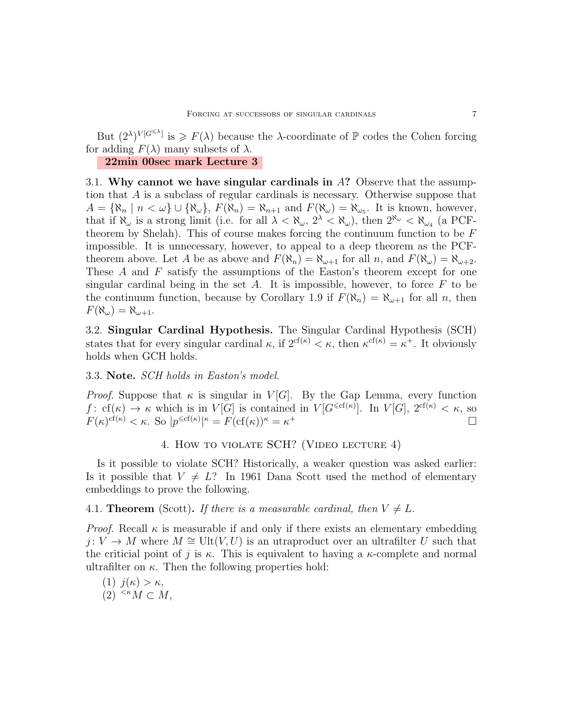But $(2^\lambda)^{V[G^{\leqslant\lambda}]}$ is $\geqslant F(\lambda)$ because the $\lambda$-coordinate of $\mathbb{P}$ codes the Cohen forcing for adding $F(\lambda)$ many subsets of $\lambda$.

**22min 00sec mark Lecture 3**

3.1. **Why cannot we have singular cardinals in $A$?** Observe that the assumption that $A$ is a subclass of regular cardinals is necessary. Otherwise suppose that $A = \{\aleph_n \mid n < \omega\} \cup \{\aleph_\omega\}$, $F(\aleph_n) = \aleph_{n+1}$ and $F(\aleph_\omega) = \aleph_{\omega_5}$. It is known, however, that if $\aleph_\omega$ is a strong limit (i.e. for all $\lambda < \aleph_\omega$, $2^\lambda < \aleph_\omega$), then $2^{\aleph_\omega} < \aleph_{\omega_4}$ (a PCF-theorem by Shelah). This of course makes forcing the continuum function to be $F$ impossible. It is unnecessary, however, to appeal to a deep theorem as the PCF-theorem above. Let $A$ be as above and $F(\aleph_n) = \aleph_{\omega+1}$ for all $n$, and $F(\aleph_\omega) = \aleph_{\omega+2}$. These $A$ and $F$ satisfy the assumptions of the Easton's theorem except for one singular cardinal being in the set $A$. It is impossible, however, to force $F$ to be the continuum function, because by Corollary 1.9 if $F(\aleph_n) = \aleph_{\omega+1}$ for all $n$, then $F(\aleph_\omega) = \aleph_{\omega+1}$.

3.2. **Singular Cardinal Hypothesis.** The Singular Cardinal Hypothesis (SCH) states that for every singular cardinal $\kappa$, if $2^{\mathrm{cf}(\kappa)} < \kappa$, then $\kappa^{\mathrm{cf}(\kappa)} = \kappa^+$. It obviously holds when GCH holds.

3.3. **Note.** *SCH holds in Easton's model.*

*Proof.* Suppose that $\kappa$ is singular in $V[G]$. By the Gap Lemma, every function $f\colon \mathrm{cf}(\kappa) \to \kappa$ which is in $V[G]$ is contained in $V[G^{\leqslant \mathrm{cf}(\kappa)}]$. In $V[G]$, $2^{\mathrm{cf}(\kappa)} < \kappa$, so $F(\kappa)^{\mathrm{cf}(\kappa)} < \kappa$. So $|p^{\leqslant \mathrm{cf}(\kappa)}|^\kappa = F(\mathrm{cf}(\kappa))^\kappa = \kappa^+$ □

## 4. How to violate SCH? (Video lecture 4)

Is it possible to violate SCH? Historically, a weaker question was asked earlier: Is it possible that $V \neq L$? In 1961 Dana Scott used the method of elementary embeddings to prove the following.

4.1. **Theorem** (Scott)**.** *If there is a measurable cardinal, then $V \neq L$.*

*Proof.* Recall $\kappa$ is measurable if and only if there exists an elementary embedding $j\colon V \to M$ where $M \cong \mathrm{Ult}(V, U)$ is an utraproduct over an ultrafilter $U$ such that the criticial point of $j$ is $\kappa$. This is equivalent to having a $\kappa$-complete and normal ultrafilter on $\kappa$. Then the following properties hold:

(1) $j(\kappa) > \kappa$,
(2) ${}^{<\kappa}M \subset M$,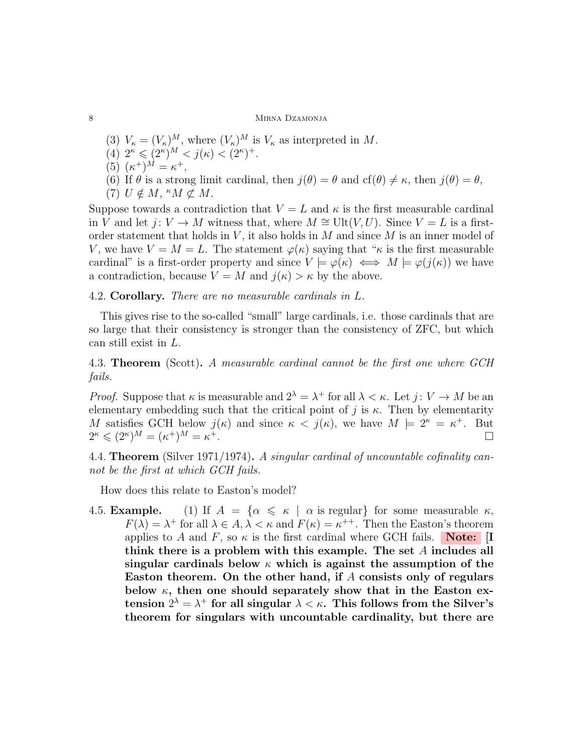(3) $V_\kappa = (V_\kappa)^M$, where $(V_\kappa)^M$ is $V_\kappa$ as interpreted in $M$.

(4) $2^\kappa \leqslant (2^\kappa)^M < j(\kappa) < (2^\kappa)^+$.

(5) $(\kappa^+)^M = \kappa^+$,

(6) If $\theta$ is a strong limit cardinal, then $j(\theta) = \theta$ and $\mathrm{cf}(\theta) \neq \kappa$, then $j(\theta) = \theta$,

(7) $U \notin M$, ${}^\kappa M \not\subset M$.

Suppose towards a contradiction that $V = L$ and $\kappa$ is the first measurable cardinal in $V$ and let $j\colon V \to M$ witness that, where $M \cong \mathrm{Ult}(V, U)$. Since $V = L$ is a first-order statement that holds in $V$, it also holds in $M$ and since $M$ is an inner model of $V$, we have $V = M = L$. The statement $\varphi(\kappa)$ saying that "$\kappa$ is the first measurable cardinal" is a first-order property and since $V \models \varphi(\kappa) \iff M \models \varphi(j(\kappa))$ we have a contradiction, because $V = M$ and $j(\kappa) > \kappa$ by the above.

4.2. **Corollary.** *There are no measurable cardinals in $L$.*

This gives rise to the so-called "small" large cardinals, i.e. those cardinals that are so large that their consistency is stronger than the consistency of ZFC, but which can still exist in $L$.

4.3. **Theorem** (Scott)**.** *A measurable cardinal cannot be the first one where GCH fails.*

*Proof.* Suppose that $\kappa$ is measurable and $2^\lambda = \lambda^+$ for all $\lambda < \kappa$. Let $j\colon V \to M$ be an elementary embedding such that the critical point of $j$ is $\kappa$. Then by elementarity $M$ satisfies GCH below $j(\kappa)$ and since $\kappa < j(\kappa)$, we have $M \models 2^\kappa = \kappa^+$. But $2^\kappa \leqslant (2^\kappa)^M = (\kappa^+)^M = \kappa^+$. $\square$

4.4. **Theorem** (Silver 1971/1974)**.** *A singular cardinal of uncountable cofinality cannot be the first at which GCH fails.*

How does this relate to Easton's model?

4.5. **Example.** (1) If $A = \{\alpha \leqslant \kappa \mid \alpha \text{ is regular}\}$ for some measurable $\kappa$, $F(\lambda) = \lambda^+$ for all $\lambda \in A, \lambda < \kappa$ and $F(\kappa) = \kappa^{++}$. Then the Easton's theorem applies to $A$ and $F$, so $\kappa$ is the first cardinal where GCH fails. **Note: [I think there is a problem with this example. The set $A$ includes all singular cardinals below $\kappa$ which is against the assumption of the Easton theorem. On the other hand, if $A$ consists only of regulars below $\kappa$, then one should separately show that in the Easton extension $2^\lambda = \lambda^+$ for all singular $\lambda < \kappa$. This follows from the Silver's theorem for singulars with uncountable cardinality, but there are**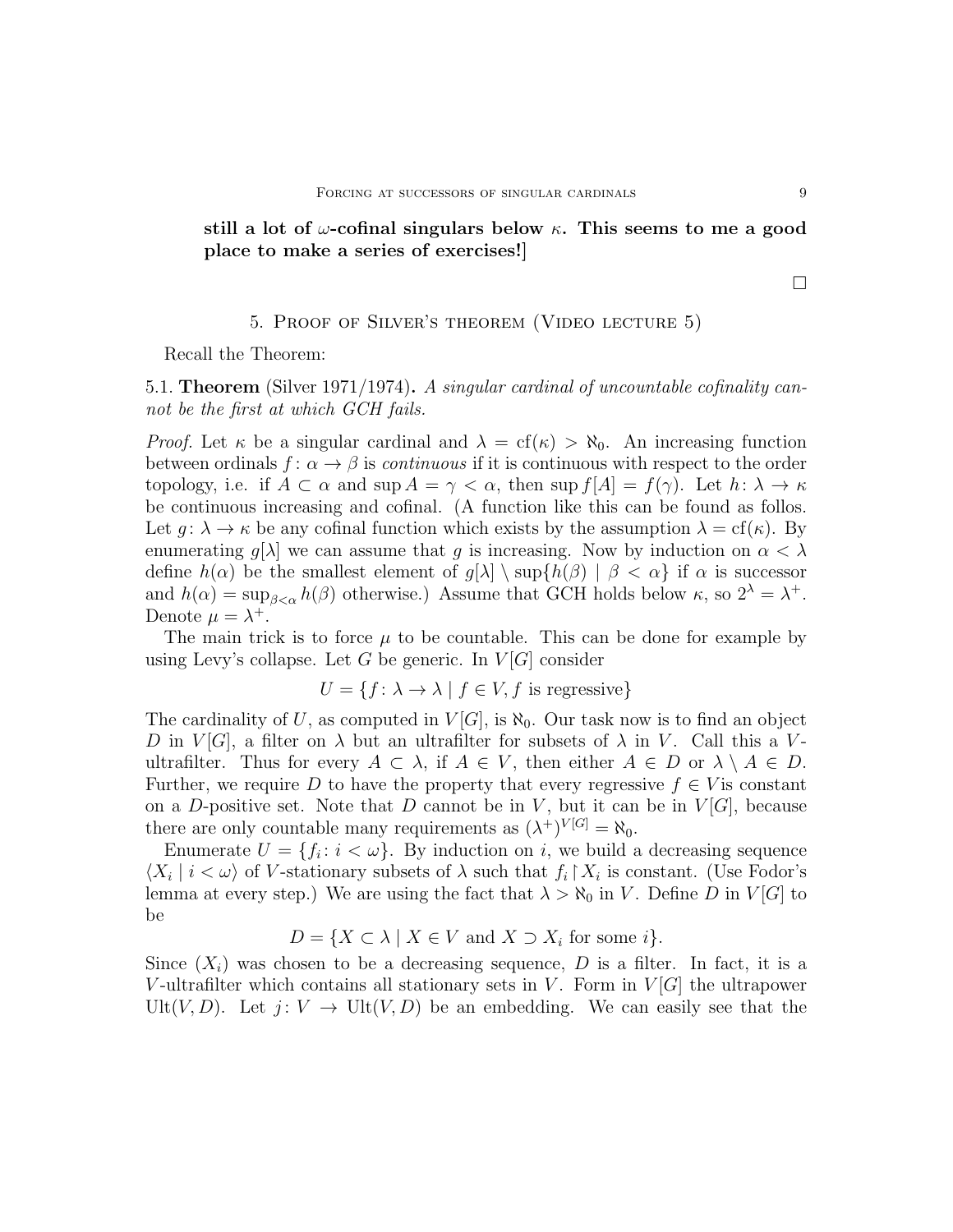**still a lot of $\omega$-cofinal singulars below $\kappa$. This seems to me a good place to make a series of exercises!]**

$\square$

## 5. Proof of Silver's theorem (Video lecture 5)

Recall the Theorem:

5.1. **Theorem** (Silver 1971/1974)**.** *A singular cardinal of uncountable cofinality cannot be the first at which GCH fails.*

*Proof.* Let $\kappa$ be a singular cardinal and $\lambda = \mathrm{cf}(\kappa) > \aleph_0$. An increasing function between ordinals $f\colon \alpha \to \beta$ is *continuous* if it is continuous with respect to the order topology, i.e. if $A \subset \alpha$ and $\sup A = \gamma < \alpha$, then $\sup f[A] = f(\gamma)$. Let $h\colon \lambda \to \kappa$ be continuous increasing and cofinal. (A function like this can be found as follos. Let $g\colon \lambda \to \kappa$ be any cofinal function which exists by the assumption $\lambda = \mathrm{cf}(\kappa)$. By enumerating $g[\lambda]$ we can assume that $g$ is increasing. Now by induction on $\alpha < \lambda$ define $h(\alpha)$ be the smallest element of $g[\lambda] \setminus \sup\{h(\beta) \mid \beta < \alpha\}$ if $\alpha$ is successor and $h(\alpha) = \sup_{\beta<\alpha} h(\beta)$ otherwise.) Assume that GCH holds below $\kappa$, so $2^\lambda = \lambda^+$. Denote $\mu = \lambda^+$.

The main trick is to force $\mu$ to be countable. This can be done for example by using Levy's collapse. Let $G$ be generic. In $V[G]$ consider

$$U = \{f\colon \lambda \to \lambda \mid f \in V, f \text{ is regressive}\}$$

The cardinality of $U$, as computed in $V[G]$, is $\aleph_0$. Our task now is to find an object $D$ in $V[G]$, a filter on $\lambda$ but an ultrafilter for subsets of $\lambda$ in $V$. Call this a $V$-ultrafilter. Thus for every $A \subset \lambda$, if $A \in V$, then either $A \in D$ or $\lambda \setminus A \in D$. Further, we require $D$ to have the property that every regressive $f \in V$ is constant on a $D$-positive set. Note that $D$ cannot be in $V$, but it can be in $V[G]$, because there are only countable many requirements as $(\lambda^+)^{V[G]} = \aleph_0$.

Enumerate $U = \{f_i\colon i < \omega\}$. By induction on $i$, we build a decreasing sequence $\langle X_i \mid i < \omega\rangle$ of $V$-stationary subsets of $\lambda$ such that $f_i \restriction X_i$ is constant. (Use Fodor's lemma at every step.) We are using the fact that $\lambda > \aleph_0$ in $V$. Define $D$ in $V[G]$ to be

$$D = \{X \subset \lambda \mid X \in V \text{ and } X \supset X_i \text{ for some } i\}.$$

Since $(X_i)$ was chosen to be a decreasing sequence, $D$ is a filter. In fact, it is a $V$-ultrafilter which contains all stationary sets in $V$. Form in $V[G]$ the ultrapower $\mathrm{Ult}(V, D)$. Let $j\colon V \to \mathrm{Ult}(V, D)$ be an embedding. We can easily see that the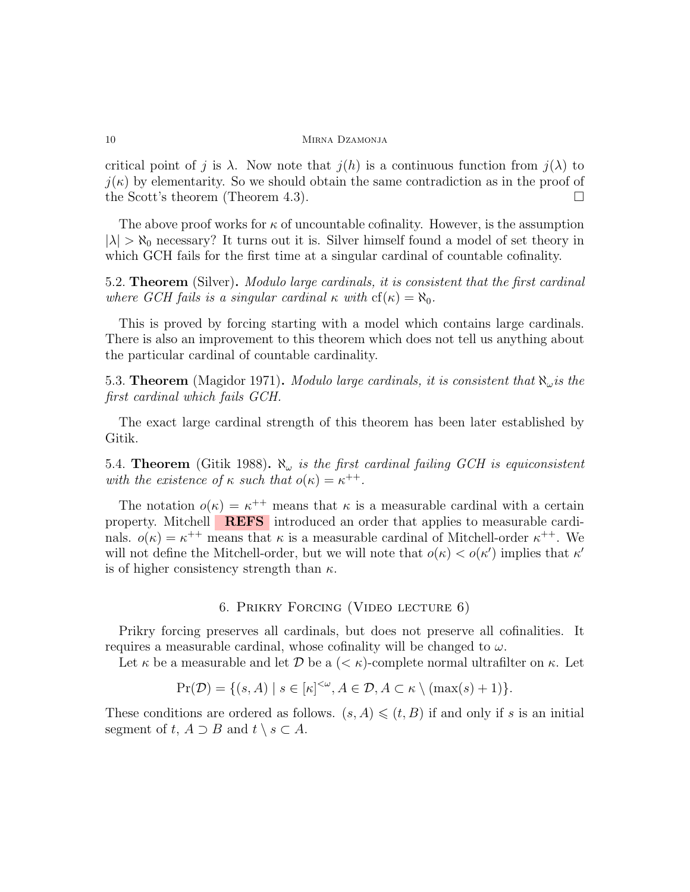critical point of $j$ is $\lambda$. Now note that $j(h)$ is a continuous function from $j(\lambda)$ to $j(\kappa)$ by elementarity. So we should obtain the same contradiction as in the proof of the Scott's theorem (Theorem 4.3). □

The above proof works for $\kappa$ of uncountable cofinality. However, is the assumption $|\lambda| > \aleph_0$ necessary? It turns out it is. Silver himself found a model of set theory in which GCH fails for the first time at a singular cardinal of countable cofinality.

5.2. **Theorem** (Silver). *Modulo large cardinals, it is consistent that the first cardinal where GCH fails is a singular cardinal $\kappa$ with $\mathrm{cf}(\kappa) = \aleph_0$.*

This is proved by forcing starting with a model which contains large cardinals. There is also an improvement to this theorem which does not tell us anything about the particular cardinal of countable cardinality.

5.3. **Theorem** (Magidor 1971). *Modulo large cardinals, it is consistent that $\aleph_\omega$ is the first cardinal which fails GCH.*

The exact large cardinal strength of this theorem has been later established by Gitik.

5.4. **Theorem** (Gitik 1988). *$\aleph_\omega$ is the first cardinal failing GCH is equiconsistent with the existence of $\kappa$ such that $o(\kappa) = \kappa^{++}$.*

The notation $o(\kappa) = \kappa^{++}$ means that $\kappa$ is a measurable cardinal with a certain property. Mitchell **REFS** introduced an order that applies to measurable cardinals. $o(\kappa) = \kappa^{++}$ means that $\kappa$ is a measurable cardinal of Mitchell-order $\kappa^{++}$. We will not define the Mitchell-order, but we will note that $o(\kappa) < o(\kappa')$ implies that $\kappa'$ is of higher consistency strength than $\kappa$.

## 6. Prikry Forcing (Video lecture 6)

Prikry forcing preserves all cardinals, but does not preserve all cofinalities. It requires a measurable cardinal, whose cofinality will be changed to $\omega$.

Let $\kappa$ be a measurable and let $\mathcal{D}$ be a $(< \kappa)$-complete normal ultrafilter on $\kappa$. Let

$$\Pr(\mathcal{D}) = \{(s, A) \mid s \in [\kappa]^{<\omega}, A \in \mathcal{D}, A \subset \kappa \setminus (\max(s) + 1)\}.$$

These conditions are ordered as follows. $(s, A) \leqslant (t, B)$ if and only if $s$ is an initial segment of $t$, $A \supset B$ and $t \setminus s \subset A$.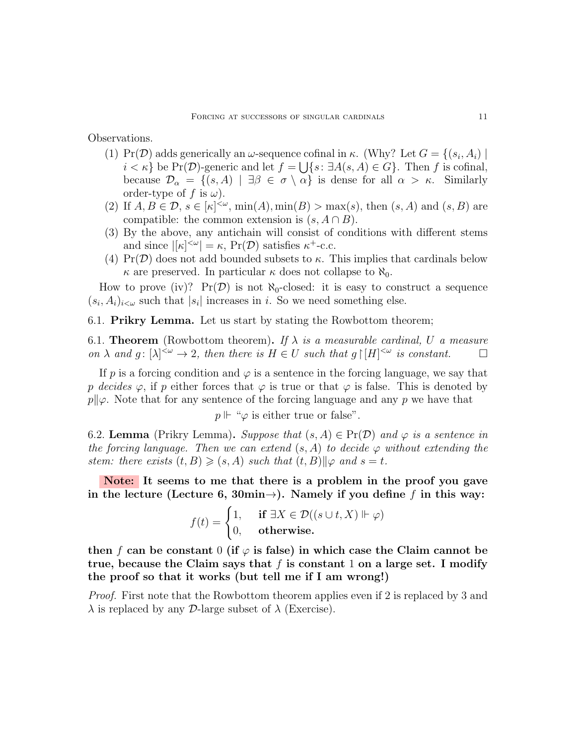Observations.

1. $\mathrm{Pr}(\mathcal{D})$ adds generically an $\omega$-sequence cofinal in $\kappa$. (Why? Let $G = \{(s_i, A_i) \mid i < \kappa\}$ be $\mathrm{Pr}(\mathcal{D})$-generic and let $f = \bigcup\{s : \exists A(s, A) \in G\}$. Then $f$ is cofinal, because $\mathcal{D}_\alpha = \{(s, A) \mid \exists \beta \in \sigma \setminus \alpha\}$ is dense for all $\alpha > \kappa$. Similarly order-type of $f$ is $\omega$).
2. If $A, B \in \mathcal{D}$, $s \in [\kappa]^{<\omega}$, $\min(A), \min(B) > \max(s)$, then $(s, A)$ and $(s, B)$ are compatible: the common extension is $(s, A \cap B)$.
3. By the above, any antichain will consist of conditions with different stems and since $|[\kappa]^{<\omega}| = \kappa$, $\mathrm{Pr}(\mathcal{D})$ satisfies $\kappa^+$-c.c.
4. $\mathrm{Pr}(\mathcal{D})$ does not add bounded subsets to $\kappa$. This implies that cardinals below $\kappa$ are preserved. In particular $\kappa$ does not collapse to $\aleph_0$.

How to prove (iv)? $\mathrm{Pr}(\mathcal{D})$ is not $\aleph_0$-closed: it is easy to construct a sequence $(s_i, A_i)_{i<\omega}$ such that $|s_i|$ increases in $i$. So we need something else.

## 6.1. Prikry Lemma.

Let us start by stating the Rowbottom theorem;

**6.1. Theorem** (Rowbottom theorem)**.** *If $\lambda$ is a measurable cardinal, $U$ a measure on $\lambda$ and $g : [\lambda]^{<\omega} \to 2$, then there is $H \in U$ such that $g \restriction [H]^{<\omega}$ is constant.* $\square$

If $p$ is a forcing condition and $\varphi$ is a sentence in the forcing language, we say that $p$ *decides* $\varphi$, if $p$ either forces that $\varphi$ is true or that $\varphi$ is false. This is denoted by $p \| \varphi$. Note that for any sentence of the forcing language and any $p$ we have that

$$p \Vdash \text{“}\varphi \text{ is either true or false”}.$$

**6.2. Lemma** (Prikry Lemma)**.** *Suppose that $(s, A) \in \mathrm{Pr}(\mathcal{D})$ and $\varphi$ is a sentence in the forcing language. Then we can extend $(s, A)$ to decide $\varphi$ without extending the stem: there exists $(t, B) \geqslant (s, A)$ such that $(t, B) \| \varphi$ and $s = t$.*

**Note: It seems to me that there is a problem in the proof you gave in the lecture (Lecture 6, 30min$\to$). Namely if you define $f$ in this way:**

$$f(t) = \begin{cases} 1, & \textbf{if } \exists X \in \mathcal{D}((s \cup t, X) \Vdash \varphi) \\ 0, & \textbf{otherwise.} \end{cases}$$

**then $f$ can be constant $0$ (if $\varphi$ is false) in which case the Claim cannot be true, because the Claim says that $f$ is constant $1$ on a large set. I modify the proof so that it works (but tell me if I am wrong!)**

*Proof.* First note that the Rowbottom theorem applies even if 2 is replaced by 3 and $\lambda$ is replaced by any $\mathcal{D}$-large subset of $\lambda$ (Exercise).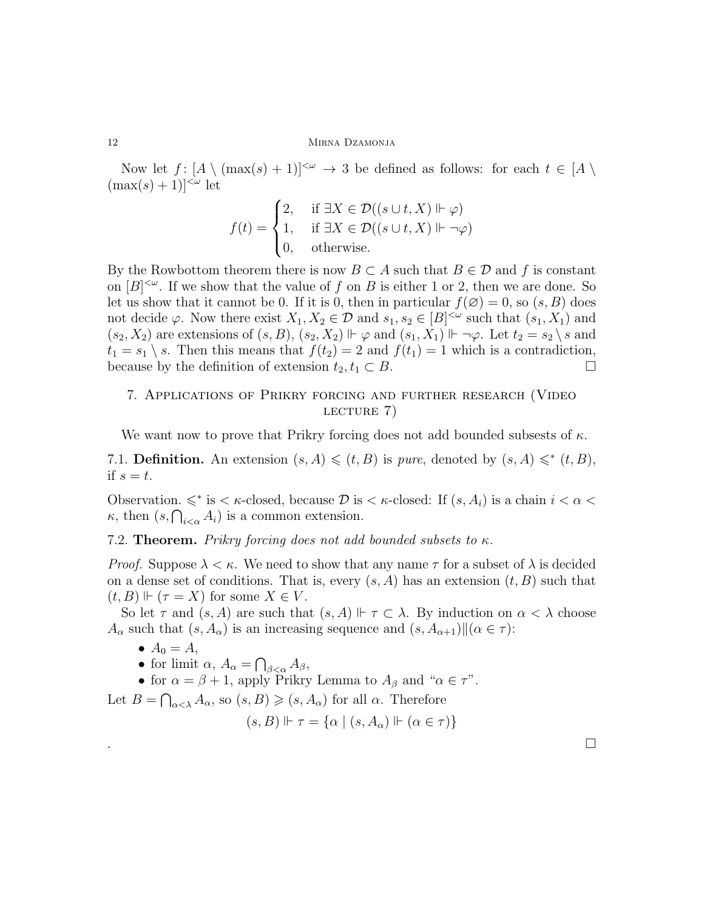Now let $f\colon [A \setminus (\max(s)+1)]^{<\omega} \to 3$ be defined as follows: for each $t \in [A \setminus (\max(s)+1)]^{<\omega}$ let

$$f(t) = \begin{cases} 2, & \text{if } \exists X \in \mathcal{D}((s \cup t, X) \Vdash \varphi) \\ 1, & \text{if } \exists X \in \mathcal{D}((s \cup t, X) \Vdash \neg\varphi) \\ 0, & \text{otherwise.} \end{cases}$$

By the Rowbottom theorem there is now $B \subset A$ such that $B \in \mathcal{D}$ and $f$ is constant on $[B]^{<\omega}$. If we show that the value of $f$ on $B$ is either 1 or 2, then we are done. So let us show that it cannot be 0. If it is 0, then in particular $f(\varnothing) = 0$, so $(s, B)$ does not decide $\varphi$. Now there exist $X_1, X_2 \in \mathcal{D}$ and $s_1, s_2 \in [B]^{<\omega}$ such that $(s_1, X_1)$ and $(s_2, X_2)$ are extensions of $(s, B)$, $(s_2, X_2) \Vdash \varphi$ and $(s_1, X_1) \Vdash \neg\varphi$. Let $t_2 = s_2 \setminus s$ and $t_1 = s_1 \setminus s$. Then this means that $f(t_2) = 2$ and $f(t_1) = 1$ which is a contradiction, because by the definition of extension $t_2, t_1 \subset B$. □

## 7. Applications of Prikry forcing and further research (Video lecture 7)

We want now to prove that Prikry forcing does not add bounded subsets of $\kappa$.

**7.1. Definition.** An extension $(s, A) \leqslant (t, B)$ is *pure*, denoted by $(s, A) \leqslant^* (t, B)$, if $s = t$.

Observation. $\leqslant^*$ is $< \kappa$-closed, because $\mathcal{D}$ is $< \kappa$-closed: If $(s, A_i)$ is a chain $i < \alpha < \kappa$, then $(s, \bigcap_{i<\alpha} A_i)$ is a common extension.

**7.2. Theorem.** *Prikry forcing does not add bounded subsets to $\kappa$.*

*Proof.* Suppose $\lambda < \kappa$. We need to show that any name $\tau$ for a subset of $\lambda$ is decided on a dense set of conditions. That is, every $(s, A)$ has an extension $(t, B)$ such that $(t, B) \Vdash (\tau = X)$ for some $X \in V$.

So let $\tau$ and $(s, A)$ are such that $(s, A) \Vdash \tau \subset \lambda$. By induction on $\alpha < \lambda$ choose $A_\alpha$ such that $(s, A_\alpha)$ is an increasing sequence and $(s, A_{\alpha+1}) \| (\alpha \in \tau)$:

- $A_0 = A$,
- for limit $\alpha$, $A_\alpha = \bigcap_{\beta<\alpha} A_\beta$,
- for $\alpha = \beta + 1$, apply Prikry Lemma to $A_\beta$ and "$\alpha \in \tau$".

Let $B = \bigcap_{\alpha<\lambda} A_\alpha$, so $(s, B) \geqslant (s, A_\alpha)$ for all $\alpha$. Therefore

$$(s, B) \Vdash \tau = \{\alpha \mid (s, A_\alpha) \Vdash (\alpha \in \tau)\}$$

. □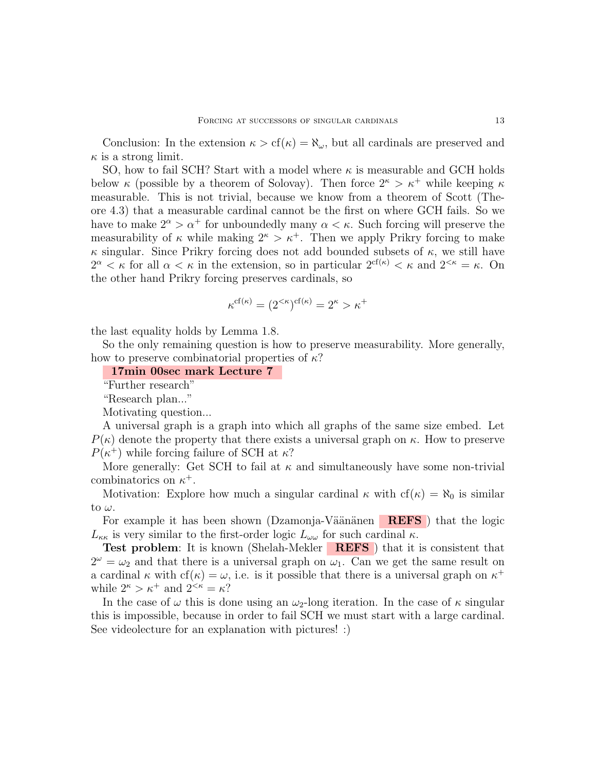Conclusion: In the extension $\kappa > \mathrm{cf}(\kappa) = \aleph_\omega$, but all cardinals are preserved and $\kappa$ is a strong limit.

SO, how to fail SCH? Start with a model where $\kappa$ is measurable and GCH holds below $\kappa$ (possible by a theorem of Solovay). Then force $2^\kappa > \kappa^+$ while keeping $\kappa$ measurable. This is not trivial, because we know from a theorem of Scott (Theore 4.3) that a measurable cardinal cannot be the first on where GCH fails. So we have to make $2^\alpha > \alpha^+$ for unboundedly many $\alpha < \kappa$. Such forcing will preserve the measurability of $\kappa$ while making $2^\kappa > \kappa^+$. Then we apply Prikry forcing to make $\kappa$ singular. Since Prikry forcing does not add bounded subsets of $\kappa$, we still have $2^\alpha < \kappa$ for all $\alpha < \kappa$ in the extension, so in particular $2^{\mathrm{cf}(\kappa)} < \kappa$ and $2^{<\kappa} = \kappa$. On the other hand Prikry forcing preserves cardinals, so

$$\kappa^{\mathrm{cf}(\kappa)} = (2^{<\kappa})^{\mathrm{cf}(\kappa)} = 2^\kappa > \kappa^+$$

the last equality holds by Lemma 1.8.

So the only remaining question is how to preserve measurability. More generally, how to preserve combinatorial properties of $\kappa$?

**17min 00sec mark Lecture 7**

"Further research"

"Research plan..."

Motivating question...

A universal graph is a graph into which all graphs of the same size embed. Let $P(\kappa)$ denote the property that there exists a universal graph on $\kappa$. How to preserve $P(\kappa^+)$ while forcing failure of SCH at $\kappa$?

More generally: Get SCH to fail at $\kappa$ and simultaneously have some non-trivial combinatorics on $\kappa^+$.

Motivation: Explore how much a singular cardinal $\kappa$ with $\mathrm{cf}(\kappa) = \aleph_0$ is similar to $\omega$.

For example it has been shown (Dzamonja-Väänänen **REFS**) that the logic $L_{\kappa\kappa}$ is very similar to the first-order logic $L_{\omega\omega}$ for such cardinal $\kappa$.

**Test problem**: It is known (Shelah-Mekler **REFS**) that it is consistent that $2^\omega = \omega_2$ and that there is a universal graph on $\omega_1$. Can we get the same result on a cardinal $\kappa$ with $\mathrm{cf}(\kappa) = \omega$, i.e. is it possible that there is a universal graph on $\kappa^+$ while $2^\kappa > \kappa^+$ and $2^{<\kappa} = \kappa$?

In the case of $\omega$ this is done using an $\omega_2$-long iteration. In the case of $\kappa$ singular this is impossible, because in order to fail SCH we must start with a large cardinal. See videolecture for an explanation with pictures! :)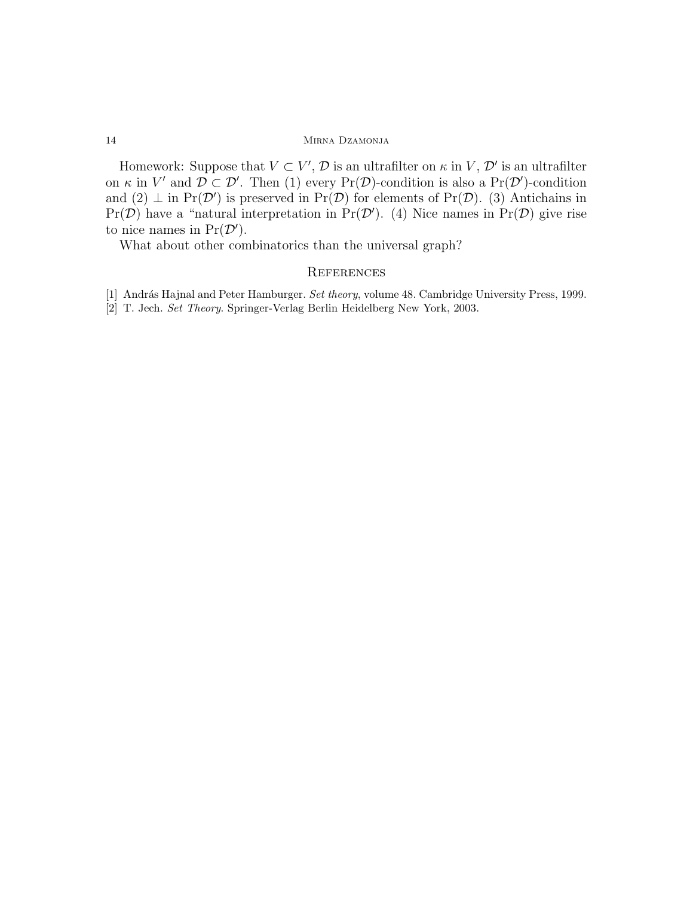Homework: Suppose that $V \subset V'$, $\mathcal{D}$ is an ultrafilter on $\kappa$ in $V$, $\mathcal{D}'$ is an ultrafilter on $\kappa$ in $V'$ and $\mathcal{D} \subset \mathcal{D}'$. Then (1) every $\Pr(\mathcal{D})$-condition is also a $\Pr(\mathcal{D}')$-condition and (2) $\perp$ in $\Pr(\mathcal{D}')$ is preserved in $\Pr(\mathcal{D})$ for elements of $\Pr(\mathcal{D})$. (3) Antichains in $\Pr(\mathcal{D})$ have a "natural interpretation in $\Pr(\mathcal{D}')$. (4) Nice names in $\Pr(\mathcal{D})$ give rise to nice names in $\Pr(\mathcal{D}')$.

What about other combinatorics than the universal graph?

## References

[1] András Hajnal and Peter Hamburger. *Set theory*, volume 48. Cambridge University Press, 1999.

[2] T. Jech. *Set Theory*. Springer-Verlag Berlin Heidelberg New York, 2003.